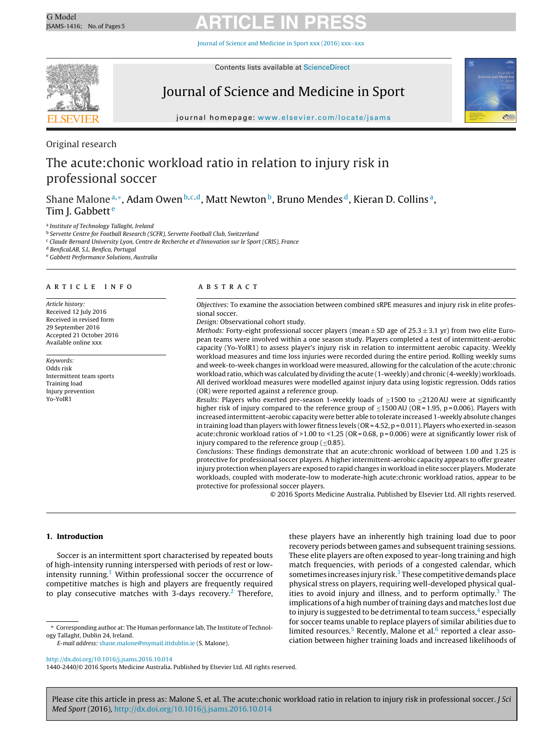Original research

# The acute:chonic workload ratio in relation to injury risk in professional soccer

Shane Malone[a,*], Adam Owen[b,c,d], Matt Newton[b], Bruno Mendes[d], Kieran D. Collins[a], Tim J. Gabbett[e]

[a] Institute of Technology Tallaght, Ireland
[b] Servette Centre for Football Research (SCFR), Servette Football Club, Switzerland
[c] Claude Bernard University Lyon, Centre de Recherche et d'Innovation sur le Sport (CRIS), France
[d] BenficaLAB, S.L. Benfica, Portugal
[e] Gabbett Performance Solutions, Australia

## ARTICLE INFO

*Article history:*
Received 12 July 2016
Received in revised form 29 September 2016
Accepted 21 October 2016
Available online xxx

*Keywords:*
Odds risk
Intermittent team sports
Training load
Injury prevention
Yo-YoIR1

## ABSTRACT

*Objectives:* To examine the association between combined sRPE measures and injury risk in elite professional soccer.

*Design:* Observational cohort study.

*Methods:* Forty-eight professional soccer players (mean ± SD age of 25.3 ± 3.1 yr) from two elite European teams were involved within a one season study. Players completed a test of intermittent-aerobic capacity (Yo-YoIR1) to assess player's injury risk in relation to intermittent aerobic capacity. Weekly workload measures and time loss injuries were recorded during the entire period. Rolling weekly sums and week-to-week changes in workload were measured, allowing for the calculation of the acute:chronic workload ratio, which was calculated by dividing the acute (1-weekly) and chronic (4-weekly) workloads. All derived workload measures were modelled against injury data using logistic regression. Odds ratios (OR) were reported against a reference group.

*Results:* Players who exerted pre-season 1-weekly loads of ≥1500 to ≤2120 AU were at significantly higher risk of injury compared to the reference group of ≤1500 AU (OR = 1.95, p = 0.006). Players with increased intermittent-aerobic capacity were better able to tolerate increased 1-weekly absolute changes in training load than players with lower fitness levels (OR = 4.52, p = 0.011). Players who exerted in-season acute:chronic workload ratios of >1.00 to <1.25 (OR = 0.68, p = 0.006) were at significantly lower risk of injury compared to the reference group (≤0.85).

*Conclusions:* These findings demonstrate that an acute:chronic workload of between 1.00 and 1.25 is protective for professional soccer players. A higher intermittent-aerobic capacity appears to offer greater injury protection when players are exposed to rapid changes in workload in elite soccer players. Moderate workloads, coupled with moderate-low to moderate-high acute:chronic workload ratios, appear to be protective for professional soccer players.

© 2016 Sports Medicine Australia. Published by Elsevier Ltd. All rights reserved.

## 1. Introduction

Soccer is an intermittent sport characterised by repeated bouts of high-intensity running interspersed with periods of rest or low-intensity running.[1] Within professional soccer the occurrence of competitive matches is high and players are frequently required to play consecutive matches with 3-days recovery.[2] Therefore, these players have an inherently high training load due to poor recovery periods between games and subsequent training sessions. These elite players are often exposed to year-long training and high match frequencies, with periods of a congested calendar, which sometimes increases injury risk.[3] These competitive demands place physical stress on players, requiring well-developed physical qualities to avoid injury and illness, and to perform optimally.[3] The implications of a high number of training days and matches lost due to injury is suggested to be detrimental to team success,[4] especially for soccer teams unable to replace players of similar abilities due to limited resources.[5] Recently, Malone et al.[6] reported a clear association between higher training loads and increased likelihoods of

---

* Corresponding author at: The Human performance lab, The Institute of Technology Tallaght, Dublin 24, Ireland.
E-mail address: shane.malone@mymail.ittdublin.ie (S. Malone).

http://dx.doi.org/10.1016/j.jsams.2016.10.014
1440-2440/© 2016 Sports Medicine Australia. Published by Elsevier Ltd. All rights reserved.

Please cite this article in press as: Malone S, et al. The acute:chonic workload ratio in relation to injury risk in professional soccer. *J Sci Med Sport* (2016), http://dx.doi.org/10.1016/j.jsams.2016.10.014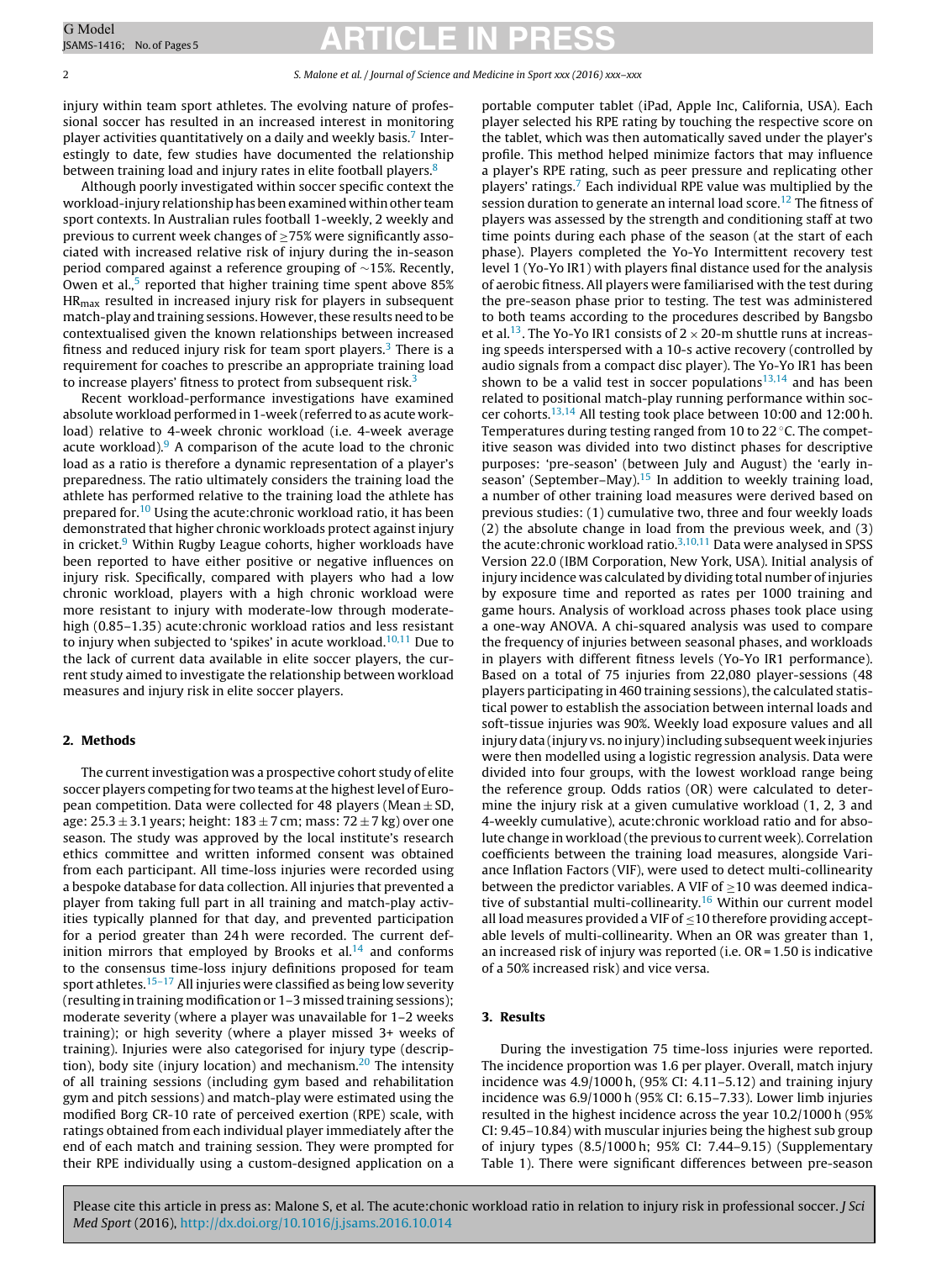injury within team sport athletes. The evolving nature of professional soccer has resulted in an increased interest in monitoring player activities quantitatively on a daily and weekly basis.[7] Interestingly to date, few studies have documented the relationship between training load and injury rates in elite football players.[8]

Although poorly investigated within soccer specific context the workload-injury relationship has been examined within other team sport contexts. In Australian rules football 1-weekly, 2 weekly and previous to current week changes of ≥75% were significantly associated with increased relative risk of injury during the in-season period compared against a reference grouping of ~15%. Recently, Owen et al.,[5] reported that higher training time spent above 85% $HR_{max}$ resulted in increased injury risk for players in subsequent match-play and training sessions. However, these results need to be contextualised given the known relationships between increased fitness and reduced injury risk for team sport players.[3] There is a requirement for coaches to prescribe an appropriate training load to increase players' fitness to protect from subsequent risk.[3]

Recent workload-performance investigations have examined absolute workload performed in 1-week (referred to as acute workload) relative to 4-week chronic workload (i.e. 4-week average acute workload).[9] A comparison of the acute load to the chronic load as a ratio is therefore a dynamic representation of a player's preparedness. The ratio ultimately considers the training load the athlete has performed relative to the training load the athlete has prepared for.[10] Using the acute:chronic workload ratio, it has been demonstrated that higher chronic workloads protect against injury in cricket.[9] Within Rugby League cohorts, higher workloads have been reported to have either positive or negative influences on injury risk. Specifically, compared with players who had a low chronic workload, players with a high chronic workload were more resistant to injury with moderate-low through moderate-high (0.85–1.35) acute:chronic workload ratios and less resistant to injury when subjected to 'spikes' in acute workload.[10,11] Due to the lack of current data available in elite soccer players, the current study aimed to investigate the relationship between workload measures and injury risk in elite soccer players.

## 2. Methods

The current investigation was a prospective cohort study of elite soccer players competing for two teams at the highest level of European competition. Data were collected for 48 players (Mean ± SD, age: 25.3 ± 3.1 years; height: 183 ± 7 cm; mass: 72 ± 7 kg) over one season. The study was approved by the local institute's research ethics committee and written informed consent was obtained from each participant. All time-loss injuries were recorded using a bespoke database for data collection. All injuries that prevented a player from taking full part in all training and match-play activities typically planned for that day, and prevented participation for a period greater than 24 h were recorded. The current definition mirrors that employed by Brooks et al.[14] and conforms to the consensus time-loss injury definitions proposed for team sport athletes.[15–17] All injuries were classified as being low severity (resulting in training modification or 1–3 missed training sessions); moderate severity (where a player was unavailable for 1–2 weeks training); or high severity (where a player missed 3+ weeks of training). Injuries were also categorised for injury type (description), body site (injury location) and mechanism.[20] The intensity of all training sessions (including gym based and rehabilitation gym and pitch sessions) and match-play were estimated using the modified Borg CR-10 rate of perceived exertion (RPE) scale, with ratings obtained from each individual player immediately after the end of each match and training session. They were prompted for their RPE individually using a custom-designed application on a portable computer tablet (iPad, Apple Inc, California, USA). Each player selected his RPE rating by touching the respective score on the tablet, which was then automatically saved under the player's profile. This method helped minimize factors that may influence a player's RPE rating, such as peer pressure and replicating other players' ratings.[7] Each individual RPE value was multiplied by the session duration to generate an internal load score.[12] The fitness of players was assessed by the strength and conditioning staff at two time points during each phase of the season (at the start of each phase). Players completed the Yo-Yo Intermittent recovery test level 1 (Yo-Yo IR1) with players final distance used for the analysis of aerobic fitness. All players were familiarised with the test during the pre-season phase prior to testing. The test was administered to both teams according to the procedures described by Bangsbo et al.[13]. The Yo-Yo IR1 consists of 2 × 20-m shuttle runs at increasing speeds interspersed with a 10-s active recovery (controlled by audio signals from a compact disc player). The Yo-Yo IR1 has been shown to be a valid test in soccer populations[13,14] and has been related to positional match-play running performance within soccer cohorts.[13,14] All testing took place between 10:00 and 12:00 h. Temperatures during testing ranged from 10 to 22 °C. The competitive season was divided into two distinct phases for descriptive purposes: 'pre-season' (between July and August) the 'early in-season' (September–May).[15] In addition to weekly training load, a number of other training load measures were derived based on previous studies: (1) cumulative two, three and four weekly loads (2) the absolute change in load from the previous week, and (3) the acute:chronic workload ratio.[3,10,11] Data were analysed in SPSS Version 22.0 (IBM Corporation, New York, USA). Initial analysis of injury incidence was calculated by dividing total number of injuries by exposure time and reported as rates per 1000 training and game hours. Analysis of workload across phases took place using a one-way ANOVA. A chi-squared analysis was used to compare the frequency of injuries between seasonal phases, and workloads in players with different fitness levels (Yo-Yo IR1 performance). Based on a total of 75 injuries from 22,080 player-sessions (48 players participating in 460 training sessions), the calculated statistical power to establish the association between internal loads and soft-tissue injuries was 90%. Weekly load exposure values and all injury data (injury vs. no injury) including subsequent week injuries were then modelled using a logistic regression analysis. Data were divided into four groups, with the lowest workload range being the reference group. Odds ratios (OR) were calculated to determine the injury risk at a given cumulative workload (1, 2, 3 and 4-weekly cumulative), acute:chronic workload ratio and for absolute change in workload (the previous to current week). Correlation coefficients between the training load measures, alongside Variance Inflation Factors (VIF), were used to detect multi-collinearity between the predictor variables. A VIF of ≥10 was deemed indicative of substantial multi-collinearity.[16] Within our current model all load measures provided a VIF of ≤10 therefore providing acceptable levels of multi-collinearity. When an OR was greater than 1, an increased risk of injury was reported (i.e. OR = 1.50 is indicative of a 50% increased risk) and vice versa.

## 3. Results

During the investigation 75 time-loss injuries were reported. The incidence proportion was 1.6 per player. Overall, match injury incidence was 4.9/1000 h, (95% CI: 4.11–5.12) and training injury incidence was 6.9/1000 h (95% CI: 6.15–7.33). Lower limb injuries resulted in the highest incidence across the year 10.2/1000 h (95% CI: 9.45–10.84) with muscular injuries being the highest sub group of injury types (8.5/1000 h; 95% CI: 7.44–9.15) (Supplementary Table 1). There were significant differences between pre-season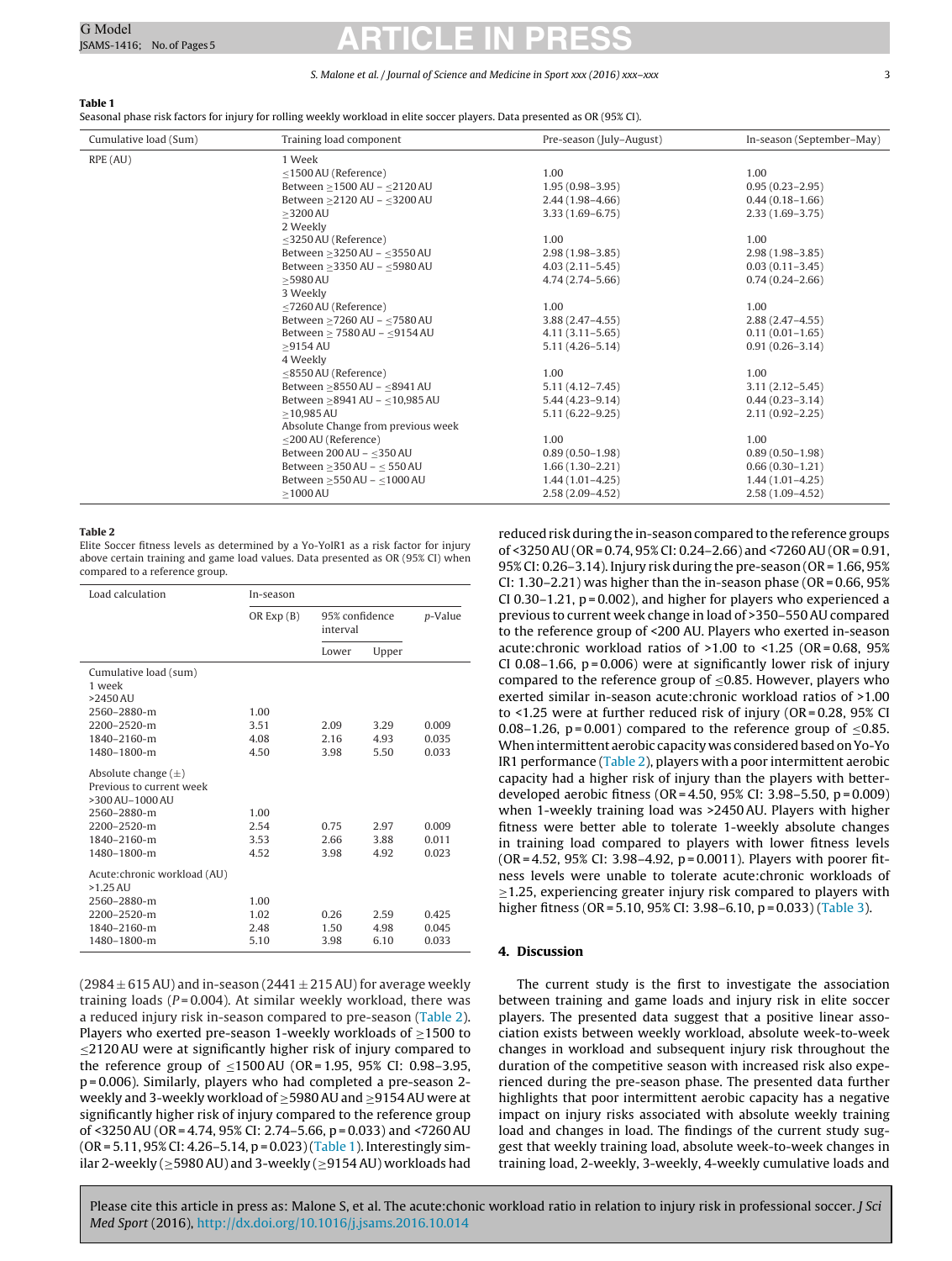**Table 1**
Seasonal phase risk factors for injury for rolling weekly workload in elite soccer players. Data presented as OR (95% CI).

| Cumulative load (Sum) | Training load component | Pre-season (July–August) | In-season (September–May) |
|---|---|---|---|
| RPE (AU) | 1 Week | | |
| | ≤1500 AU (Reference) | 1.00 | 1.00 |
| | Between ≥1500 AU – ≤2120 AU | 1.95 (0.98–3.95) | 0.95 (0.23–2.95) |
| | Between ≥2120 AU – ≤3200 AU | 2.44 (1.98–4.66) | 0.44 (0.18–1.66) |
| | ≥3200 AU | 3.33 (1.69–6.75) | 2.33 (1.69–3.75) |
| | 2 Weekly | | |
| | ≤3250 AU (Reference) | 1.00 | 1.00 |
| | Between ≥3250 AU – ≤3550 AU | 2.98 (1.98–3.85) | 2.98 (1.98–3.85) |
| | Between ≥3350 AU – ≤5980 AU | 4.03 (2.11–5.45) | 0.03 (0.11–3.45) |
| | ≥5980 AU | 4.74 (2.74–5.66) | 0.74 (0.24–2.66) |
| | 3 Weekly | | |
| | ≤7260 AU (Reference) | 1.00 | 1.00 |
| | Between ≥7260 AU – ≤7580 AU | 3.88 (2.47–4.55) | 2.88 (2.47–4.55) |
| | Between ≥ 7580 AU – ≤9154 AU | 4.11 (3.11–5.65) | 0.11 (0.01–1.65) |
| | ≥9154 AU | 5.11 (4.26–5.14) | 0.91 (0.26–3.14) |
| | 4 Weekly | | |
| | ≤8550 AU (Reference) | 1.00 | 1.00 |
| | Between ≥8550 AU – ≤8941 AU | 5.11 (4.12–7.45) | 3.11 (2.12–5.45) |
| | Between ≥8941 AU – ≤10,985 AU | 5.44 (4.23–9.14) | 0.44 (0.23–3.14) |
| | ≥10,985 AU | 5.11 (6.22–9.25) | 2.11 (0.92–2.25) |
| | Absolute Change from previous week | | |
| | ≤200 AU (Reference) | 1.00 | 1.00 |
| | Between 200 AU – ≤350 AU | 0.89 (0.50–1.98) | 0.89 (0.50–1.98) |
| | Between ≥350 AU – ≤ 550 AU | 1.66 (1.30–2.21) | 0.66 (0.30–1.21) |
| | Between ≥550 AU – ≤1000 AU | 1.44 (1.01–4.25) | 1.44 (1.01–4.25) |
| | ≥1000 AU | 2.58 (2.09–4.52) | 2.58 (1.09–4.52) |

**Table 2**
Elite Soccer fitness levels as determined by a Yo-YoIR1 as a risk factor for injury above certain training and game load values. Data presented as OR (95% CI) when compared to a reference group.

| Load calculation | In-season | | | |
|---|---|---|---|---|
| | OR Exp (B) | 95% confidence interval | | p-Value |
| | | Lower | Upper | |
| Cumulative load (sum) | | | | |
| 1 week | | | | |
| >2450 AU | | | | |
| 2560–2880-m | 1.00 | | | |
| 2200–2520-m | 3.51 | 2.09 | 3.29 | 0.009 |
| 1840–2160-m | 4.08 | 2.16 | 4.93 | 0.035 |
| 1480–1800-m | 4.50 | 3.98 | 5.50 | 0.033 |
| Absolute change (±) | | | | |
| Previous to current week | | | | |
| >300 AU–1000 AU | | | | |
| 2560–2880-m | 1.00 | | | |
| 2200–2520-m | 2.54 | 0.75 | 2.97 | 0.009 |
| 1840–2160-m | 3.53 | 2.66 | 3.88 | 0.011 |
| 1480–1800-m | 4.52 | 3.98 | 4.92 | 0.023 |
| Acute:chronic workload (AU) | | | | |
| >1.25 AU | | | | |
| 2560–2880-m | 1.00 | | | |
| 2200–2520-m | 1.02 | 0.26 | 2.59 | 0.425 |
| 1840–2160-m | 2.48 | 1.50 | 4.98 | 0.045 |
| 1480–1800-m | 5.10 | 3.98 | 6.10 | 0.033 |

(2984 ± 615 AU) and in-season (2441 ± 215 AU) for average weekly training loads ($P = 0.004$). At similar weekly workload, there was a reduced injury risk in-season compared to pre-season (Table 2). Players who exerted pre-season 1-weekly workloads of ≥1500 to ≤2120 AU were at significantly higher risk of injury compared to the reference group of ≤1500 AU (OR = 1.95, 95% CI: 0.98–3.95, p = 0.006). Similarly, players who had completed a pre-season 2-weekly and 3-weekly workload of ≥5980 AU and ≥9154 AU were at significantly higher risk of injury compared to the reference group of <3250 AU (OR = 4.74, 95% CI: 2.74–5.66, p = 0.033) and <7260 AU (OR = 5.11, 95% CI: 4.26–5.14, p = 0.023) (Table 1). Interestingly similar 2-weekly (≥5980 AU) and 3-weekly (≥9154 AU) workloads had reduced risk during the in-season compared to the reference groups of <3250 AU (OR = 0.74, 95% CI: 0.24–2.66) and <7260 AU (OR = 0.91, 95% CI: 0.26–3.14). Injury risk during the pre-season (OR = 1.66, 95% CI: 1.30–2.21) was higher than the in-season phase (OR = 0.66, 95% CI 0.30–1.21, p = 0.002), and higher for players who experienced a previous to current week change in load of >350–550 AU compared to the reference group of <200 AU. Players who exerted in-season acute:chronic workload ratios of >1.00 to <1.25 (OR = 0.68, 95% CI 0.08–1.66, p = 0.006) were at significantly lower risk of injury compared to the reference group of ≤0.85. However, players who exerted similar in-season acute:chronic workload ratios of >1.00 to <1.25 were at further reduced risk of injury (OR = 0.28, 95% CI 0.08–1.26, p = 0.001) compared to the reference group of ≤0.85. When intermittent aerobic capacity was considered based on Yo-Yo IR1 performance (Table 2), players with a poor intermittent aerobic capacity had a higher risk of injury than the players with better-developed aerobic fitness (OR = 4.50, 95% CI: 3.98–5.50, p = 0.009) when 1-weekly training load was >2450 AU. Players with higher fitness were better able to tolerate 1-weekly absolute changes in training load compared to players with lower fitness levels (OR = 4.52, 95% CI: 3.98–4.92, p = 0.0011). Players with poorer fitness levels were unable to tolerate acute:chronic workloads of ≥1.25, experiencing greater injury risk compared to players with higher fitness (OR = 5.10, 95% CI: 3.98–6.10, p = 0.033) (Table 3).

## 4. Discussion

The current study is the first to investigate the association between training and game loads and injury risk in elite soccer players. The presented data suggest that a positive linear association exists between weekly workload, absolute week-to-week changes in workload and subsequent injury risk throughout the duration of the competitive season with increased risk also experienced during the pre-season phase. The presented data further highlights that poor intermittent aerobic capacity has a negative impact on injury risks associated with absolute weekly training load and changes in load. The findings of the current study suggest that weekly training load, absolute week-to-week changes in training load, 2-weekly, 3-weekly, 4-weekly cumulative loads and

Please cite this article in press as: Malone S, et al. The acute:chonic workload ratio in relation to injury risk in professional soccer. *J Sci Med Sport* (2016), http://dx.doi.org/10.1016/j.jsams.2016.10.014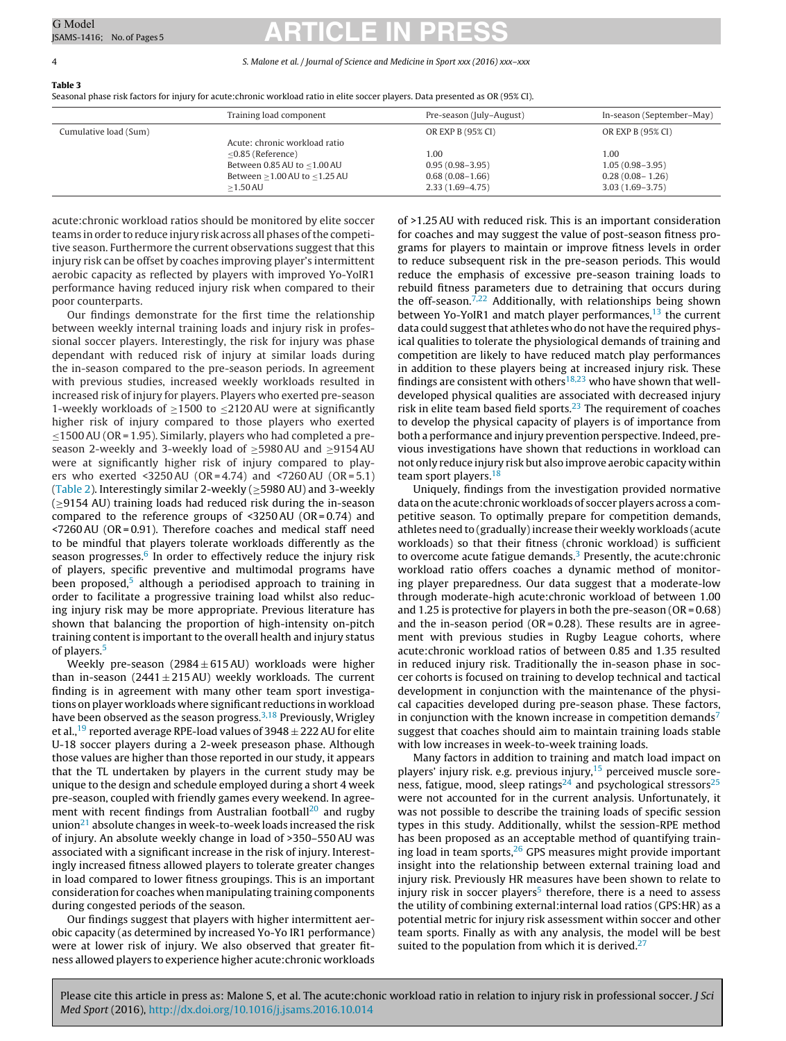**Table 3**
Seasonal phase risk factors for injury for acute:chronic workload ratio in elite soccer players. Data presented as OR (95% CI).

| | Training load component | Pre-season (July–August) | In-season (September–May) |
|---|---|---|---|
| Cumulative load (Sum) | | OR EXP B (95% CI) | OR EXP B (95% CI) |
| | Acute: chronic workload ratio | | |
| | ≤0.85 (Reference) | 1.00 | 1.00 |
| | Between 0.85 AU to ≤1.00 AU | 0.95 (0.98–3.95) | 1.05 (0.98–3.95) |
| | Between ≥1.00 AU to ≤1.25 AU | 0.68 (0.08–1.66) | 0.28 (0.08– 1.26) |
| | ≥1.50 AU | 2.33 (1.69–4.75) | 3.03 (1.69–3.75) |

acute:chronic workload ratios should be monitored by elite soccer teams in order to reduce injury risk across all phases of the competitive season. Furthermore the current observations suggest that this injury risk can be offset by coaches improving player's intermittent aerobic capacity as reflected by players with improved Yo-YoIR1 performance having reduced injury risk when compared to their poor counterparts.

Our findings demonstrate for the first time the relationship between weekly internal training loads and injury risk in professional soccer players. Interestingly, the risk for injury was phase dependant with reduced risk of injury at similar loads during the in-season compared to the pre-season periods. In agreement with previous studies, increased weekly workloads resulted in increased risk of injury for players. Players who exerted pre-season 1-weekly workloads of ≥1500 to ≤2120 AU were at significantly higher risk of injury compared to those players who exerted ≤1500 AU (OR = 1.95). Similarly, players who had completed a pre-season 2-weekly and 3-weekly load of ≥5980 AU and ≥9154 AU were at significantly higher risk of injury compared to players who exerted <3250 AU (OR = 4.74) and <7260 AU (OR = 5.1) (Table 2). Interestingly similar 2-weekly (≥5980 AU) and 3-weekly (≥9154 AU) training loads had reduced risk during the in-season compared to the reference groups of <3250 AU (OR = 0.74) and <7260 AU (OR = 0.91). Therefore coaches and medical staff need to be mindful that players tolerate workloads differently as the season progresses.[6] In order to effectively reduce the injury risk of players, specific preventive and multimodal programs have been proposed,[5] although a periodised approach to training in order to facilitate a progressive training load whilst also reducing injury risk may be more appropriate. Previous literature has shown that balancing the proportion of high-intensity on-pitch training content is important to the overall health and injury status of players.[5]

Weekly pre-season (2984 ± 615 AU) workloads were higher than in-season (2441 ± 215 AU) weekly workloads. The current finding is in agreement with many other team sport investigations on player workloads where significant reductions in workload have been observed as the season progress.[3,18] Previously, Wrigley et al.,[19] reported average RPE-load values of 3948 ± 222 AU for elite U-18 soccer players during a 2-week preseason phase. Although those values are higher than those reported in our study, it appears that the TL undertaken by players in the current study may be unique to the design and schedule employed during a short 4 week pre-season, coupled with friendly games every weekend. In agreement with recent findings from Australian football[20] and rugby union[21] absolute changes in week-to-week loads increased the risk of injury. An absolute weekly change in load of >350–550 AU was associated with a significant increase in the risk of injury. Interestingly increased fitness allowed players to tolerate greater changes in load compared to lower fitness groupings. This is an important consideration for coaches when manipulating training components during congested periods of the season.

Our findings suggest that players with higher intermittent aerobic capacity (as determined by increased Yo-Yo IR1 performance) were at lower risk of injury. We also observed that greater fitness allowed players to experience higher acute:chronic workloads of >1.25 AU with reduced risk. This is an important consideration for coaches and may suggest the value of post-season fitness programs for players to maintain or improve fitness levels in order to reduce subsequent risk in the pre-season periods. This would reduce the emphasis of excessive pre-season training loads to rebuild fitness parameters due to detraining that occurs during the off-season.[7,22] Additionally, with relationships being shown between Yo-YoIR1 and match player performances,[13] the current data could suggest that athletes who do not have the required physical qualities to tolerate the physiological demands of training and competition are likely to have reduced match play performances in addition to these players being at increased injury risk. These findings are consistent with others[18,23] who have shown that well-developed physical qualities are associated with decreased injury risk in elite team based field sports.[23] The requirement of coaches to develop the physical capacity of players is of importance from both a performance and injury prevention perspective. Indeed, previous investigations have shown that reductions in workload can not only reduce injury risk but also improve aerobic capacity within team sport players.[18]

Uniquely, findings from the investigation provided normative data on the acute:chronic workloads of soccer players across a competitive season. To optimally prepare for competition demands, athletes need to (gradually) increase their weekly workloads (acute workloads) so that their fitness (chronic workload) is sufficient to overcome acute fatigue demands.[3] Presently, the acute:chronic workload ratio offers coaches a dynamic method of monitoring player preparedness. Our data suggest that a moderate-low through moderate-high acute:chronic workload of between 1.00 and 1.25 is protective for players in both the pre-season (OR = 0.68) and the in-season period (OR = 0.28). These results are in agreement with previous studies in Rugby League cohorts, where acute:chronic workload ratios of between 0.85 and 1.35 resulted in reduced injury risk. Traditionally the in-season phase in soccer cohorts is focused on training to develop technical and tactical development in conjunction with the maintenance of the physical capacities developed during pre-season phase. These factors, in conjunction with the known increase in competition demands[7] suggest that coaches should aim to maintain training loads stable with low increases in week-to-week training loads.

Many factors in addition to training and match load impact on players' injury risk. e.g. previous injury,[15] perceived muscle soreness, fatigue, mood, sleep ratings[24] and psychological stressors[25] were not accounted for in the current analysis. Unfortunately, it was not possible to describe the training loads of specific session types in this study. Additionally, whilst the session-RPE method has been proposed as an acceptable method of quantifying training load in team sports,[26] GPS measures might provide important insight into the relationship between external training load and injury risk. Previously HR measures have been shown to relate to injury risk in soccer players[5] therefore, there is a need to assess the utility of combining external:internal load ratios (GPS:HR) as a potential metric for injury risk assessment within soccer and other team sports. Finally as with any analysis, the model will be best suited to the population from which it is derived.[27]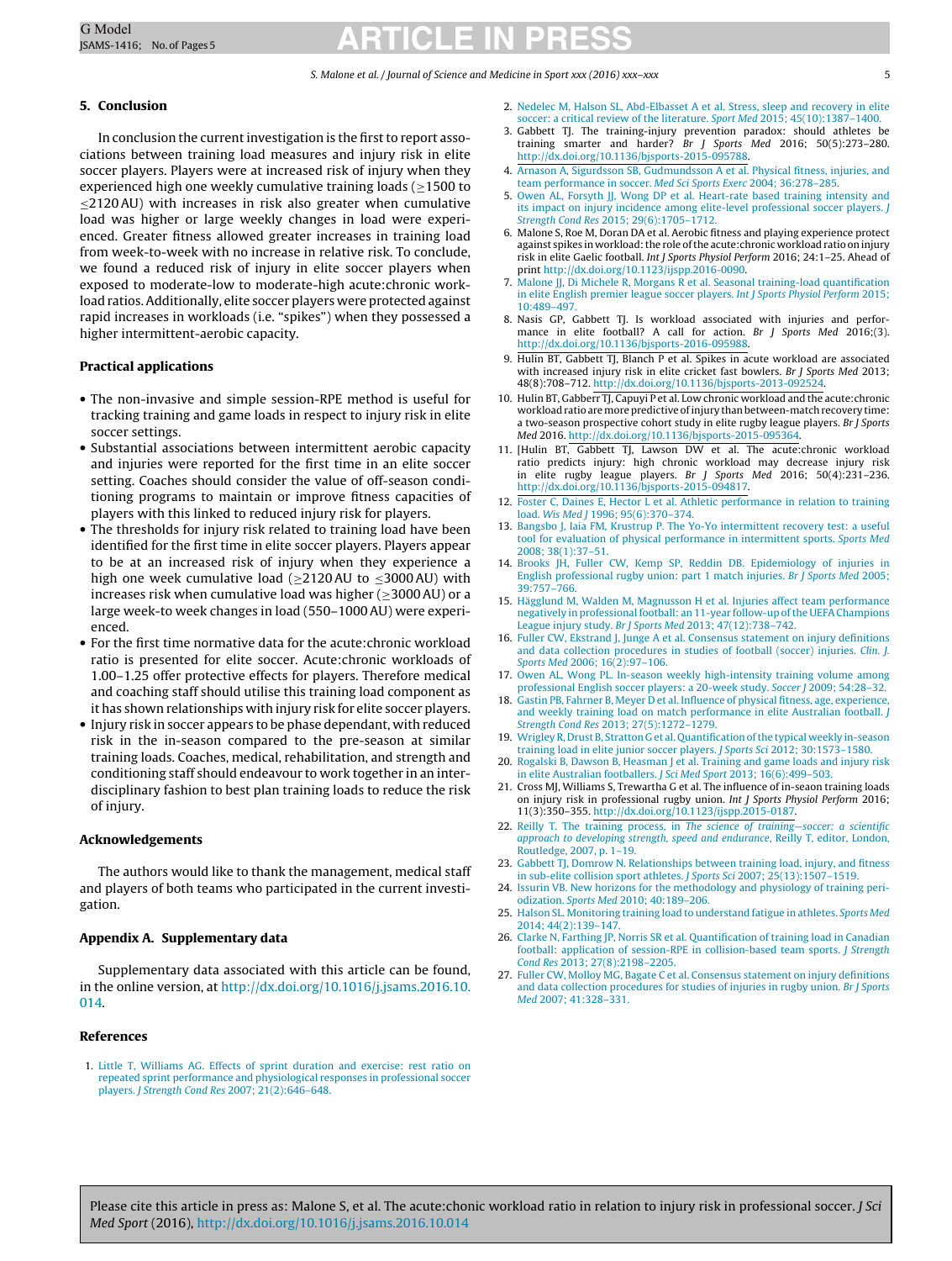## 5. Conclusion

In conclusion the current investigation is the first to report associations between training load measures and injury risk in elite soccer players. Players were at increased risk of injury when they experienced high one weekly cumulative training loads (≥1500 to ≤2120 AU) with increases in risk also greater when cumulative load was higher or large weekly changes in load were experienced. Greater fitness allowed greater increases in training load from week-to-week with no increase in relative risk. To conclude, we found a reduced risk of injury in elite soccer players when exposed to moderate-low to moderate-high acute:chronic workload ratios. Additionally, elite soccer players were protected against rapid increases in workloads (i.e. "spikes") when they possessed a higher intermittent-aerobic capacity.

## Practical applications

- The non-invasive and simple session-RPE method is useful for tracking training and game loads in respect to injury risk in elite soccer settings.
- Substantial associations between intermittent aerobic capacity and injuries were reported for the first time in an elite soccer setting. Coaches should consider the value of off-season conditioning programs to maintain or improve fitness capacities of players with this linked to reduced injury risk for players.
- The thresholds for injury risk related to training load have been identified for the first time in elite soccer players. Players appear to be at an increased risk of injury when they experience a high one week cumulative load (≥2120 AU to ≤3000 AU) with increases risk when cumulative load was higher (≥3000 AU) or a large week-to week changes in load (550–1000 AU) were experienced.
- For the first time normative data for the acute:chronic workload ratio is presented for elite soccer. Acute:chronic workloads of 1.00–1.25 offer protective effects for players. Therefore medical and coaching staff should utilise this training load component as it has shown relationships with injury risk for elite soccer players.
- Injury risk in soccer appears to be phase dependant, with reduced risk in the in-season compared to the pre-season at similar training loads. Coaches, medical, rehabilitation, and strength and conditioning staff should endeavour to work together in an interdisciplinary fashion to best plan training loads to reduce the risk of injury.

## Acknowledgements

The authors would like to thank the management, medical staff and players of both teams who participated in the current investigation.

## Appendix A. Supplementary data

Supplementary data associated with this article can be found, in the online version, at http://dx.doi.org/10.1016/j.jsams.2016.10.014.

## References

1. Little T, Williams AG. Effects of sprint duration and exercise: rest ratio on repeated sprint performance and physiological responses in professional soccer players. *J Strength Cond Res* 2007; 21(2):646–648.
2. Nedelec M, Halson SL, Abd-Elbasset A et al. Stress, sleep and recovery in elite soccer: a critical review of the literature. *Sport Med* 2015; 45(10):1387–1400.
3. Gabbett TJ. The training-injury prevention paradox: should athletes be training smarter and harder? *Br J Sports Med* 2016; 50(5):273–280. http://dx.doi.org/10.1136/bjsports-2015-095788.
4. Arnason A, Sigurdsson SB, Gudmundsson A et al. Physical fitness, injuries, and team performance in soccer. *Med Sci Sports Exerc* 2004; 36:278–285.
5. Owen AL, Forsyth JJ, Wong DP et al. Heart-rate based training intensity and its impact on injury incidence among elite-level professional soccer players. *J Strength Cond Res* 2015; 29(6):1705–1712.
6. Malone S, Roe M, Doran DA et al. Aerobic fitness and playing experience protect against spikes in workload: the role of the acute:chronic workload ratio on injury risk in elite Gaelic football. *Int J Sports Physiol Perform* 2016; 24:1–25. Ahead of print http://dx.doi.org/10.1123/ijspp.2016-0090.
7. Malone JJ, Di Michele R, Morgans R et al. Seasonal training-load quantification in elite English premier league soccer players. *Int J Sports Physiol Perform* 2015; 10:489–497.
8. Nasis GP, Gabbett TJ. Is workload associated with injuries and performance in elite football? A call for action. *Br J Sports Med* 2016;(3). http://dx.doi.org/10.1136/bjsports-2016-095988.
9. Hulin BT, Gabbett TJ, Blanch P et al. Spikes in acute workload are associated with increased injury risk in elite cricket fast bowlers. *Br J Sports Med* 2013; 48(8):708–712. http://dx.doi.org/10.1136/bjsports-2013-092524.
10. Hulin BT, Gabberr TJ, Capuyi P et al. Low chronic workload and the acute:chronic workload ratio are more predictive of injury than between-match recovery time: a two-season prospective cohort study in elite rugby league players. *Br J Sports Med* 2016. http://dx.doi.org/10.1136/bjsports-2015-095364.
11. [Hulin BT, Gabbett TJ, Lawson DW et al. The acute:chronic workload ratio predicts injury: high chronic workload may decrease injury risk in elite rugby league players. *Br J Sports Med* 2016; 50(4):231–236. http://dx.doi.org/10.1136/bjsports-2015-094817.
12. Foster C, Daines E, Hector L et al. Athletic performance in relation to training load. *Wis Med J* 1996; 95(6):370–374.
13. Bangsbo J, Iaia FM, Krustrup P. The Yo-Yo intermittent recovery test: a useful tool for evaluation of physical performance in intermittent sports. *Sports Med* 2008; 38(1):37–51.
14. Brooks JH, Fuller CW, Kemp SP, Reddin DB. Epidemiology of injuries in English professional rugby union: part 1 match injuries. *Br J Sports Med* 2005; 39:757–766.
15. Hägglund M, Walden M, Magnusson H et al. Injuries affect team performance negatively in professional football: an 11-year follow-up of the UEFA Champions League injury study. *Br J Sports Med* 2013; 47(12):738–742.
16. Fuller CW, Ekstrand J, Junge A et al. Consensus statement on injury definitions and data collection procedures in studies of football (soccer) injuries. *Clin. J. Sports Med* 2006; 16(2):97–106.
17. Owen AL, Wong PL. In-season weekly high-intensity training volume among professional English soccer players: a 20-week study. *Soccer J* 2009; 54:28–32.
18. Gastin PB, Fahrner B, Meyer D et al. Influence of physical fitness, age, experience, and weekly training load on match performance in elite Australian football. *J Strength Cond Res* 2013; 27(5):1272–1279.
19. Wrigley R, Drust B, Stratton G et al. Quantification of the typical weekly in-season training load in elite junior soccer players. *J Sports Sci* 2012; 30:1573–1580.
20. Rogalski B, Dawson B, Heasman J et al. Training and game loads and injury risk in elite Australian footballers. *J Sci Med Sport* 2013; 16(6):499–503.
21. Cross MJ, Williams S, Trewartha G et al. The influence of in-season training loads on injury risk in professional rugby union. *Int J Sports Physiol Perform* 2016; 11(3):350–355. http://dx.doi.org/10.1123/ijspp.2015-0187.
22. Reilly T. The training process, in *The science of training—soccer: a scientific approach to developing strength, speed and endurance*, Reilly T, editor, London, Routledge, 2007, p. 1–19.
23. Gabbett TJ, Domrow N. Relationships between training load, injury, and fitness in sub-elite collision sport athletes. *J Sports Sci* 2007; 25(13):1507–1519.
24. Issurin VB. New horizons for the methodology and physiology of training periodization. *Sports Med* 2010; 40:189–206.
25. Halson SL. Monitoring training load to understand fatigue in athletes. *Sports Med* 2014; 44(2):139–147.
26. Clarke N, Farthing JP, Norris SR et al. Quantification of training load in Canadian football: application of session-RPE in collision-based team sports. *J Strength Cond Res* 2013; 27(8):2198–2205.
27. Fuller CW, Molloy MG, Bagate C et al. Consensus statement on injury definitions and data collection procedures for studies of injuries in rugby union. *Br J Sports Med* 2007; 41:328–331.